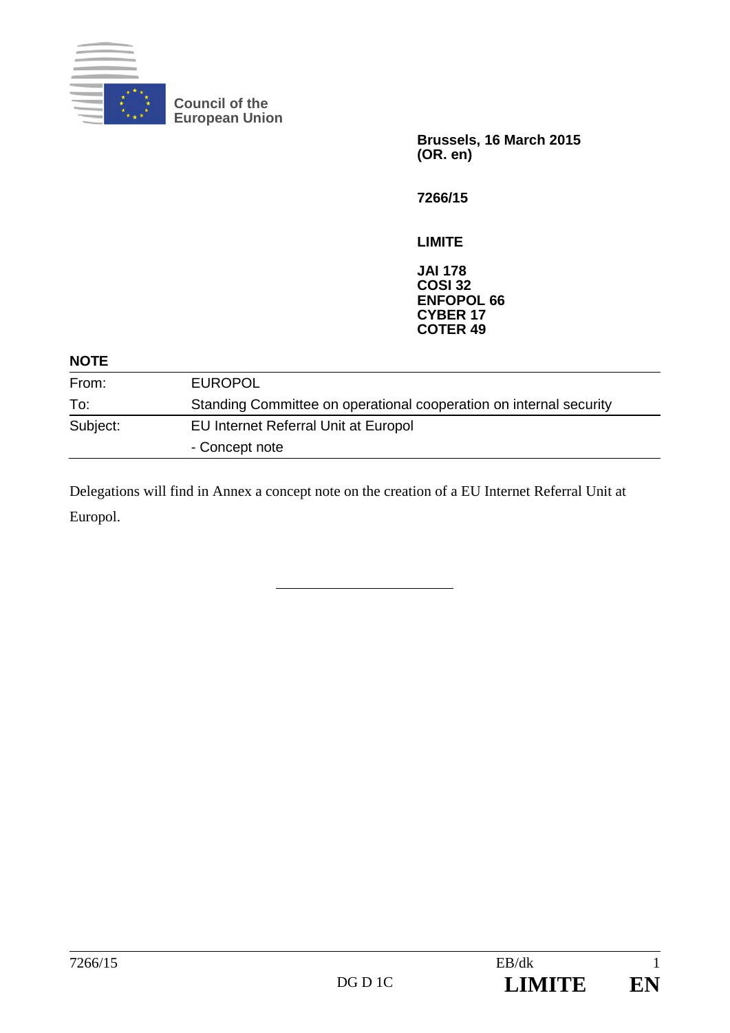Council of the European Union

**Brussels, 16 March 2015**
**(OR. en)**

**7266/15**

**LIMITE**

**JAI 178**
**COSI 32**
**ENFOPOL 66**
**CYBER 17**
**COTER 49**

**NOTE**

| | |
|---|---|
| From: | EUROPOL |
| To: | Standing Committee on operational cooperation on internal security |
| Subject: | EU Internet Referral Unit at Europol<br>- Concept note |

Delegations will find in Annex a concept note on the creation of a EU Internet Referral Unit at Europol.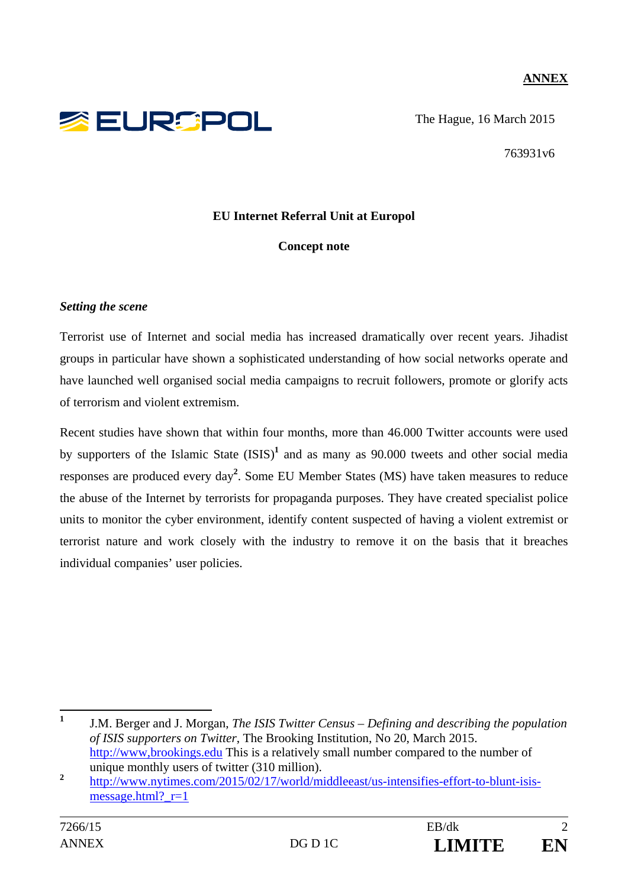**ANNEX**

EUROPOL

The Hague, 16 March 2015

763931v6

**EU Internet Referral Unit at Europol**

**Concept note**

***Setting the scene***

Terrorist use of Internet and social media has increased dramatically over recent years. Jihadist groups in particular have shown a sophisticated understanding of how social networks operate and have launched well organised social media campaigns to recruit followers, promote or glorify acts of terrorism and violent extremism.

Recent studies have shown that within four months, more than 46.000 Twitter accounts were used by supporters of the Islamic State (ISIS)[1] and as many as 90.000 tweets and other social media responses are produced every day[2]. Some EU Member States (MS) have taken measures to reduce the abuse of the Internet by terrorists for propaganda purposes. They have created specialist police units to monitor the cyber environment, identify content suspected of having a violent extremist or terrorist nature and work closely with the industry to remove it on the basis that it breaches individual companies' user policies.

---

[1] J.M. Berger and J. Morgan, *The ISIS Twitter Census – Defining and describing the population of ISIS supporters on Twitter*, The Brooking Institution, No 20, March 2015. http://www,brookings.edu This is a relatively small number compared to the number of unique monthly users of twitter (310 million).

[2] http://www.nytimes.com/2015/02/17/world/middleeast/us-intensifies-effort-to-blunt-isis-message.html?_r=1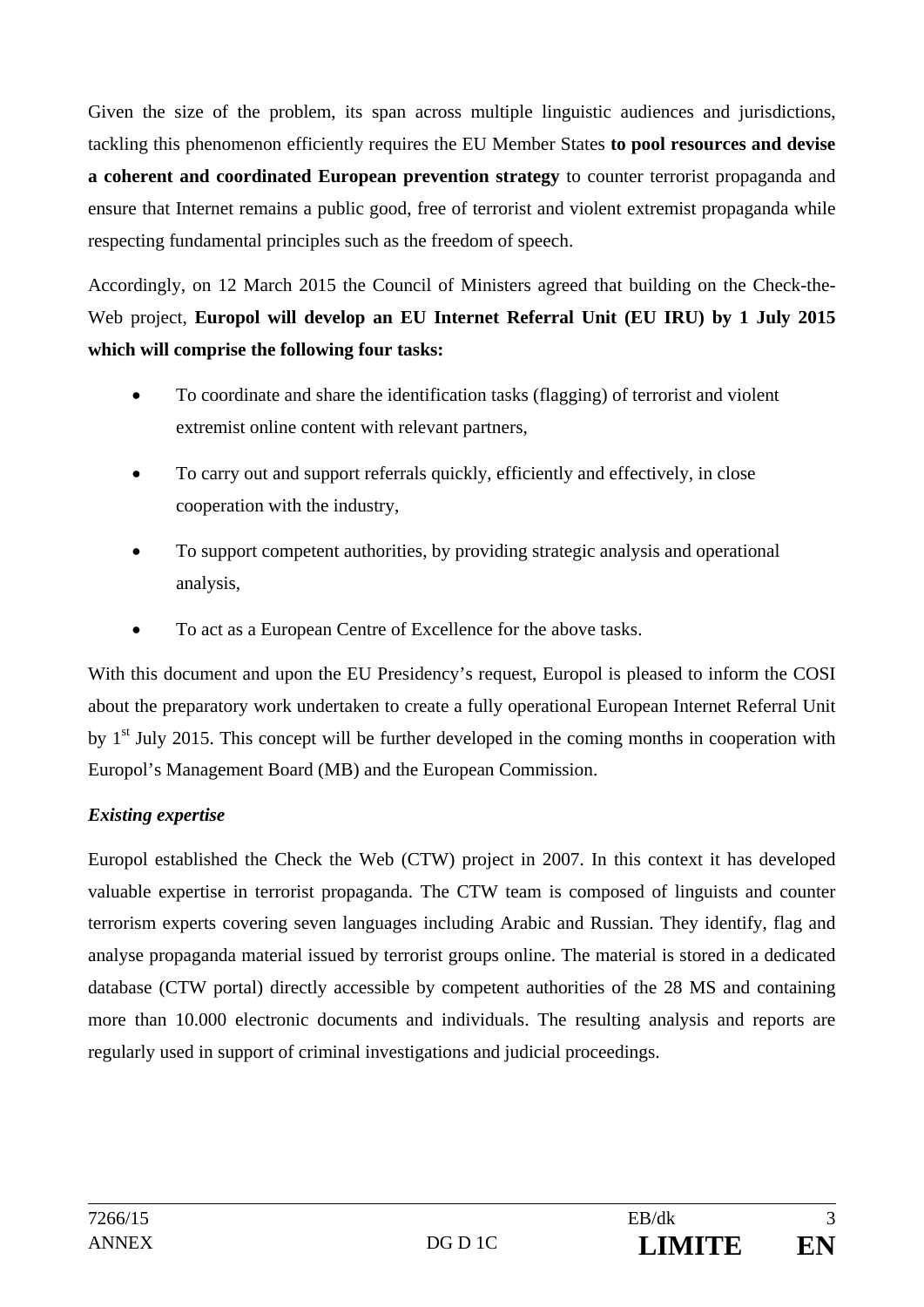Given the size of the problem, its span across multiple linguistic audiences and jurisdictions, tackling this phenomenon efficiently requires the EU Member States **to pool resources and devise a coherent and coordinated European prevention strategy** to counter terrorist propaganda and ensure that Internet remains a public good, free of terrorist and violent extremist propaganda while respecting fundamental principles such as the freedom of speech.

Accordingly, on 12 March 2015 the Council of Ministers agreed that building on the Check-the-Web project, **Europol will develop an EU Internet Referral Unit (EU IRU) by 1 July 2015 which will comprise the following four tasks:**

- To coordinate and share the identification tasks (flagging) of terrorist and violent extremist online content with relevant partners,
- To carry out and support referrals quickly, efficiently and effectively, in close cooperation with the industry,
- To support competent authorities, by providing strategic analysis and operational analysis,
- To act as a European Centre of Excellence for the above tasks.

With this document and upon the EU Presidency's request, Europol is pleased to inform the COSI about the preparatory work undertaken to create a fully operational European Internet Referral Unit by 1st July 2015. This concept will be further developed in the coming months in cooperation with Europol's Management Board (MB) and the European Commission.

***Existing expertise***

Europol established the Check the Web (CTW) project in 2007. In this context it has developed valuable expertise in terrorist propaganda. The CTW team is composed of linguists and counter terrorism experts covering seven languages including Arabic and Russian. They identify, flag and analyse propaganda material issued by terrorist groups online. The material is stored in a dedicated database (CTW portal) directly accessible by competent authorities of the 28 MS and containing more than 10.000 electronic documents and individuals. The resulting analysis and reports are regularly used in support of criminal investigations and judicial proceedings.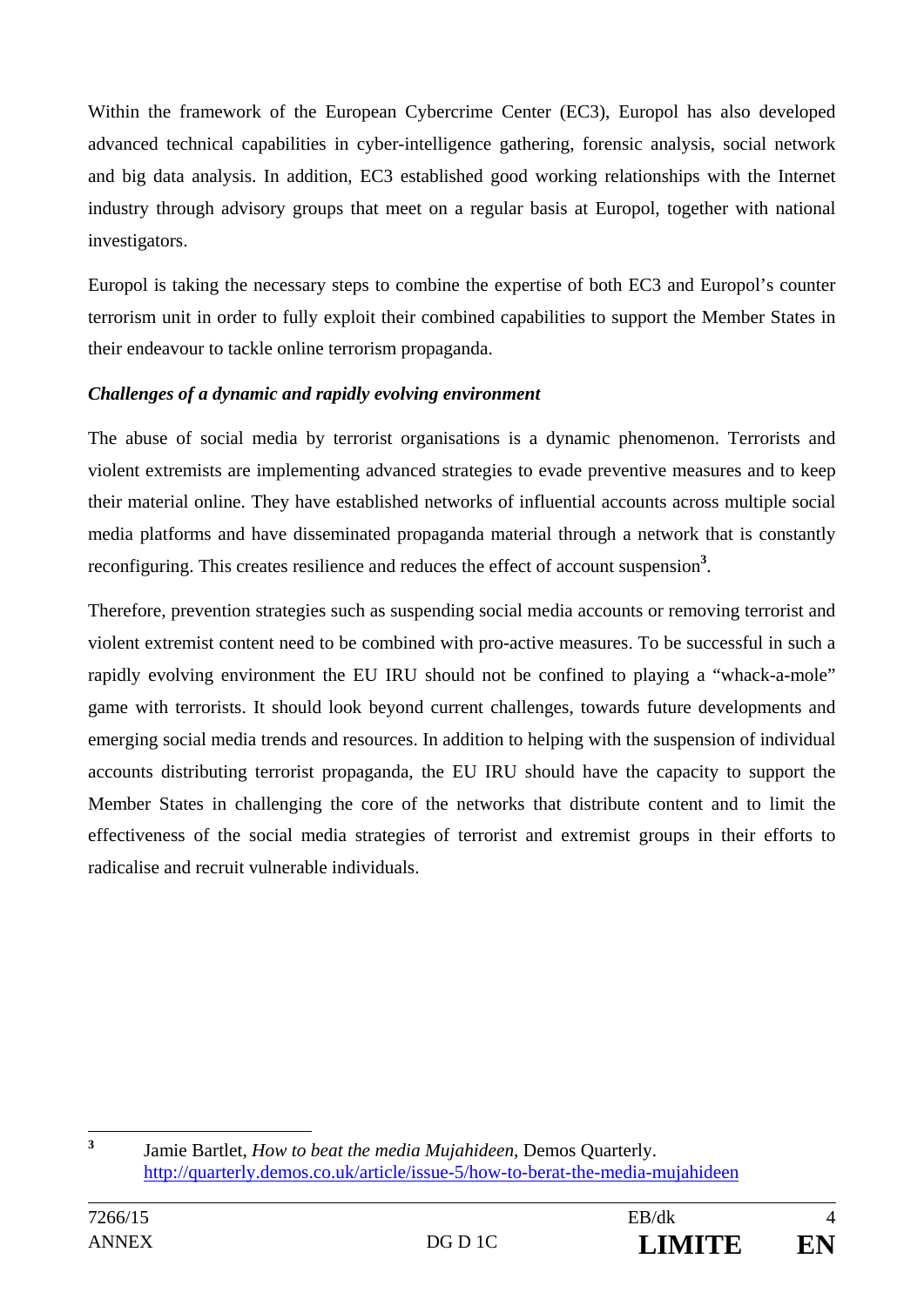Within the framework of the European Cybercrime Center (EC3), Europol has also developed advanced technical capabilities in cyber-intelligence gathering, forensic analysis, social network and big data analysis. In addition, EC3 established good working relationships with the Internet industry through advisory groups that meet on a regular basis at Europol, together with national investigators.

Europol is taking the necessary steps to combine the expertise of both EC3 and Europol's counter terrorism unit in order to fully exploit their combined capabilities to support the Member States in their endeavour to tackle online terrorism propaganda.

***Challenges of a dynamic and rapidly evolving environment***

The abuse of social media by terrorist organisations is a dynamic phenomenon. Terrorists and violent extremists are implementing advanced strategies to evade preventive measures and to keep their material online. They have established networks of influential accounts across multiple social media platforms and have disseminated propaganda material through a network that is constantly reconfiguring. This creates resilience and reduces the effect of account suspension[3].

Therefore, prevention strategies such as suspending social media accounts or removing terrorist and violent extremist content need to be combined with pro-active measures. To be successful in such a rapidly evolving environment the EU IRU should not be confined to playing a "whack-a-mole" game with terrorists. It should look beyond current challenges, towards future developments and emerging social media trends and resources. In addition to helping with the suspension of individual accounts distributing terrorist propaganda, the EU IRU should have the capacity to support the Member States in challenging the core of the networks that distribute content and to limit the effectiveness of the social media strategies of terrorist and extremist groups in their efforts to radicalise and recruit vulnerable individuals.

---

[3] Jamie Bartlet, *How to beat the media Mujahideen,* Demos Quarterly. http://quarterly.demos.co.uk/article/issue-5/how-to-berat-the-media-mujahideen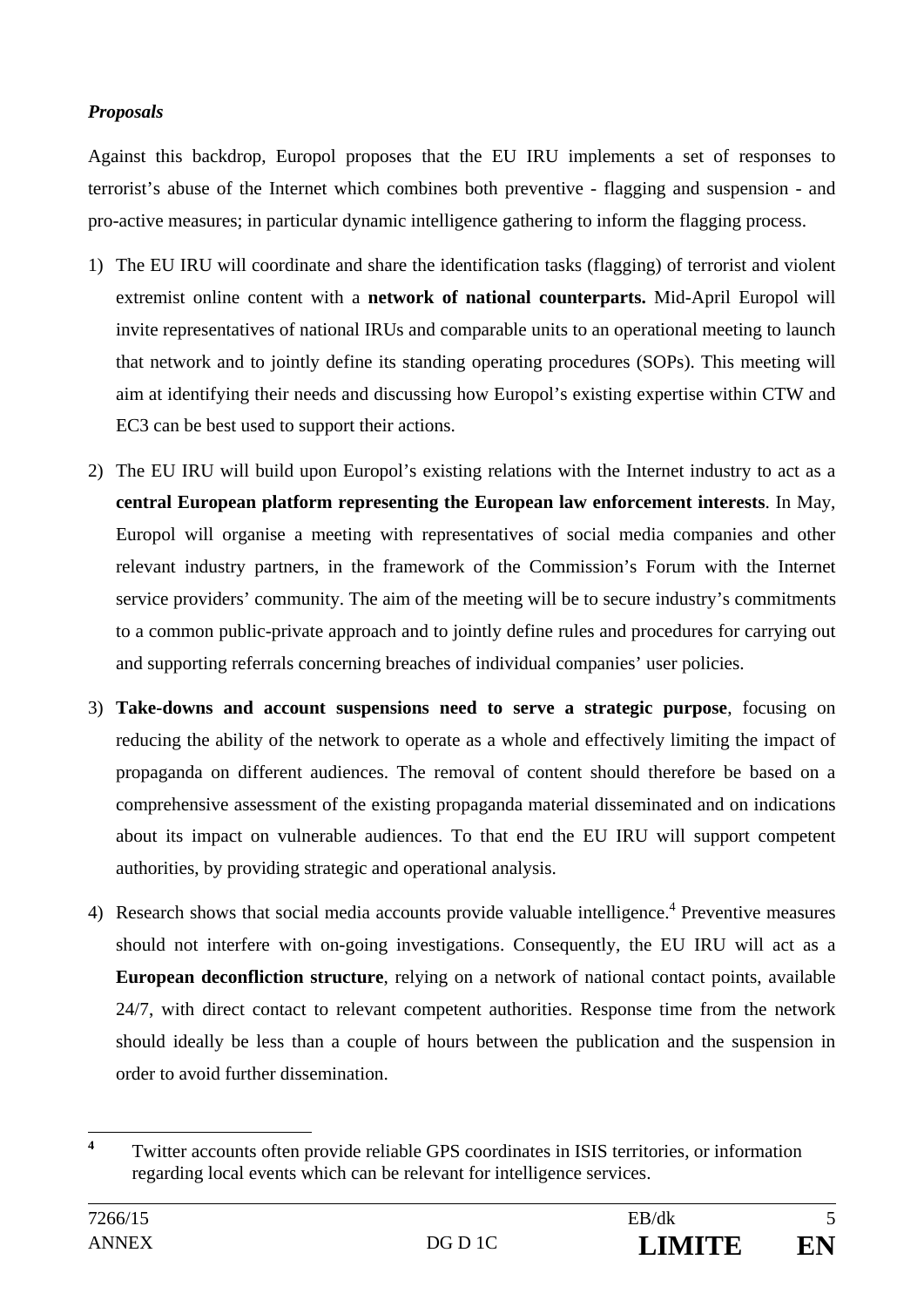***Proposals***

Against this backdrop, Europol proposes that the EU IRU implements a set of responses to terrorist's abuse of the Internet which combines both preventive - flagging and suspension - and pro-active measures; in particular dynamic intelligence gathering to inform the flagging process.

1) The EU IRU will coordinate and share the identification tasks (flagging) of terrorist and violent extremist online content with a **network of national counterparts.** Mid-April Europol will invite representatives of national IRUs and comparable units to an operational meeting to launch that network and to jointly define its standing operating procedures (SOPs). This meeting will aim at identifying their needs and discussing how Europol's existing expertise within CTW and EC3 can be best used to support their actions.

2) The EU IRU will build upon Europol's existing relations with the Internet industry to act as a **central European platform representing the European law enforcement interests**. In May, Europol will organise a meeting with representatives of social media companies and other relevant industry partners, in the framework of the Commission's Forum with the Internet service providers' community. The aim of the meeting will be to secure industry's commitments to a common public-private approach and to jointly define rules and procedures for carrying out and supporting referrals concerning breaches of individual companies' user policies.

3) **Take-downs and account suspensions need to serve a strategic purpose**, focusing on reducing the ability of the network to operate as a whole and effectively limiting the impact of propaganda on different audiences. The removal of content should therefore be based on a comprehensive assessment of the existing propaganda material disseminated and on indications about its impact on vulnerable audiences. To that end the EU IRU will support competent authorities, by providing strategic and operational analysis.

4) Research shows that social media accounts provide valuable intelligence.[4] Preventive measures should not interfere with on-going investigations. Consequently, the EU IRU will act as a **European deconfliction structure**, relying on a network of national contact points, available 24/7, with direct contact to relevant competent authorities. Response time from the network should ideally be less than a couple of hours between the publication and the suspension in order to avoid further dissemination.

[4] Twitter accounts often provide reliable GPS coordinates in ISIS territories, or information regarding local events which can be relevant for intelligence services.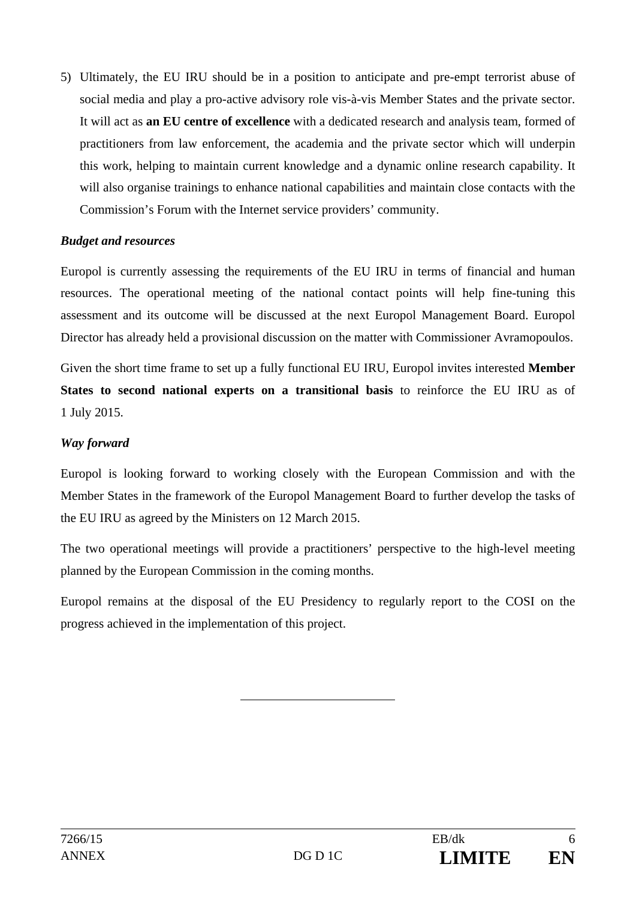5) Ultimately, the EU IRU should be in a position to anticipate and pre-empt terrorist abuse of social media and play a pro-active advisory role vis-à-vis Member States and the private sector. It will act as **an EU centre of excellence** with a dedicated research and analysis team, formed of practitioners from law enforcement, the academia and the private sector which will underpin this work, helping to maintain current knowledge and a dynamic online research capability. It will also organise trainings to enhance national capabilities and maintain close contacts with the Commission's Forum with the Internet service providers' community.

***Budget and resources***

Europol is currently assessing the requirements of the EU IRU in terms of financial and human resources. The operational meeting of the national contact points will help fine-tuning this assessment and its outcome will be discussed at the next Europol Management Board. Europol Director has already held a provisional discussion on the matter with Commissioner Avramopoulos.

Given the short time frame to set up a fully functional EU IRU, Europol invites interested **Member States to second national experts on a transitional basis** to reinforce the EU IRU as of 1 July 2015.

***Way forward***

Europol is looking forward to working closely with the European Commission and with the Member States in the framework of the Europol Management Board to further develop the tasks of the EU IRU as agreed by the Ministers on 12 March 2015.

The two operational meetings will provide a practitioners' perspective to the high-level meeting planned by the European Commission in the coming months.

Europol remains at the disposal of the EU Presidency to regularly report to the COSI on the progress achieved in the implementation of this project.